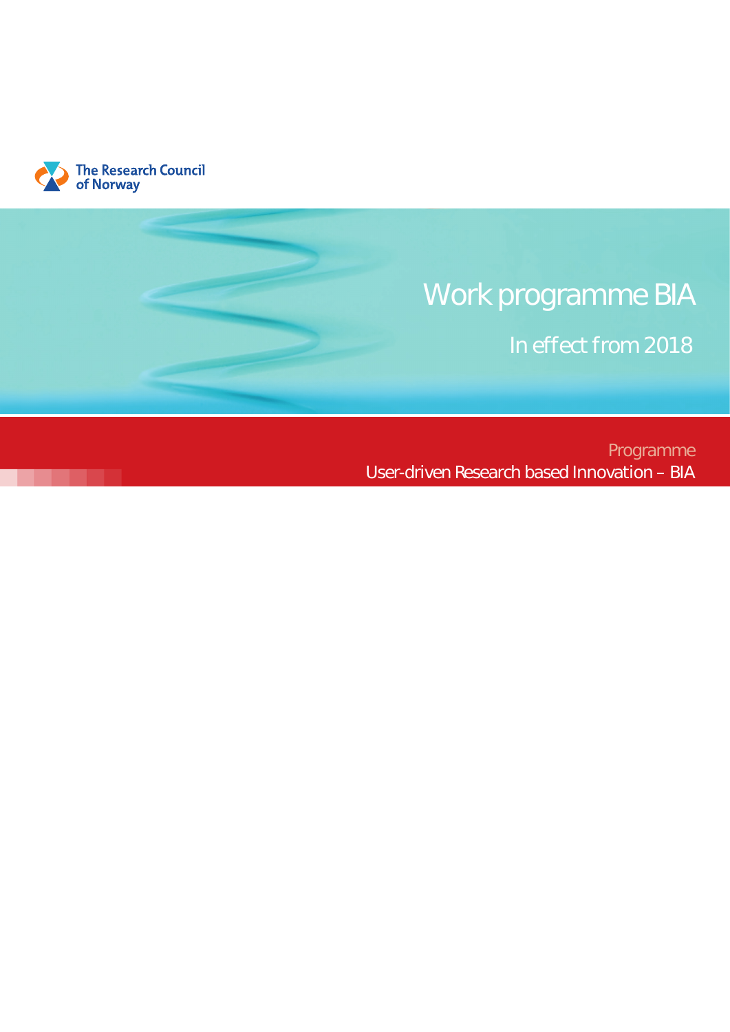The Research Council of Norway

# Work programme BIA

## In effect from 2018

Programme

User-driven Research based Innovation – BIA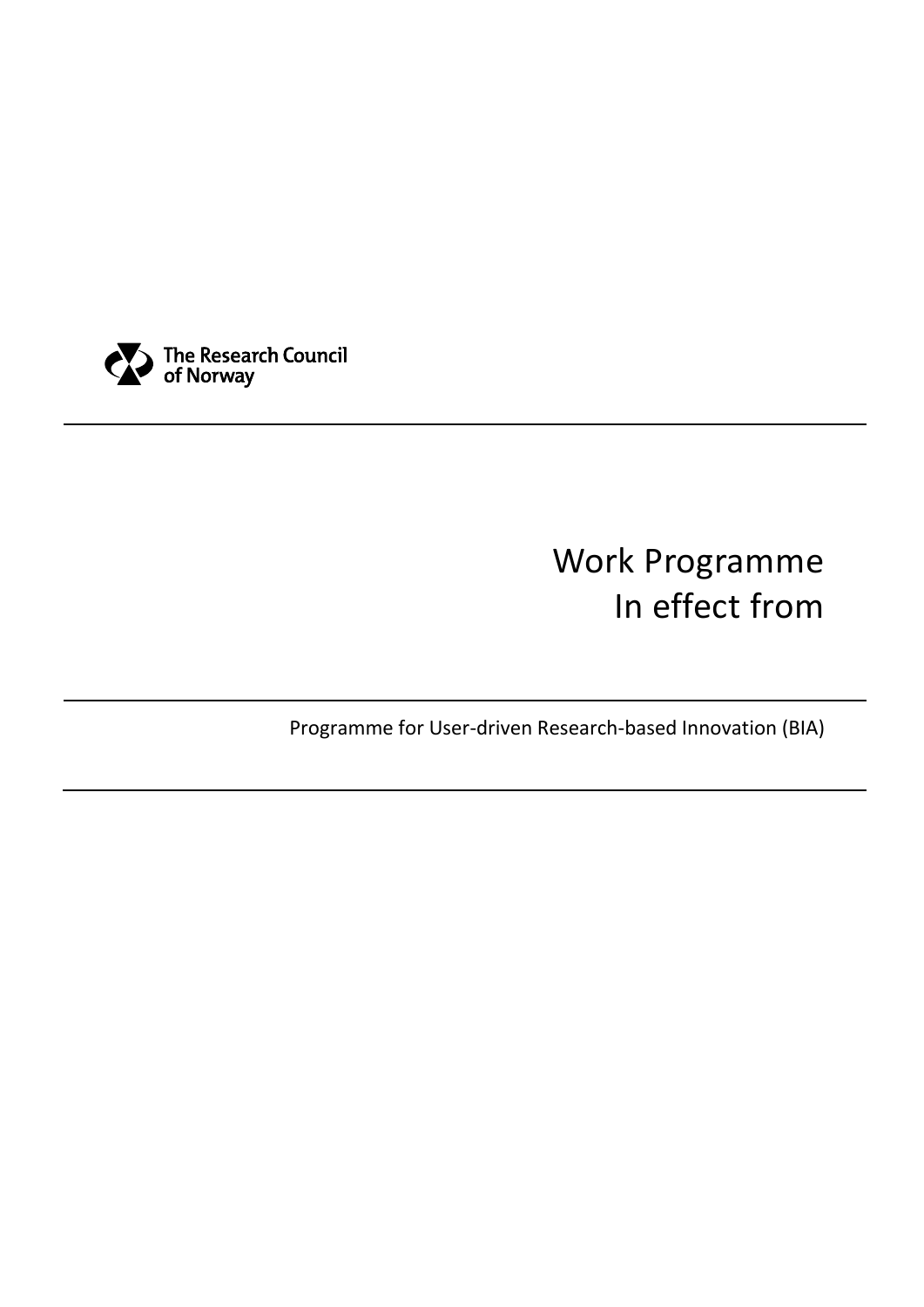The Research Council of Norway

# Work Programme
# In effect from

Programme for User-driven Research-based Innovation (BIA)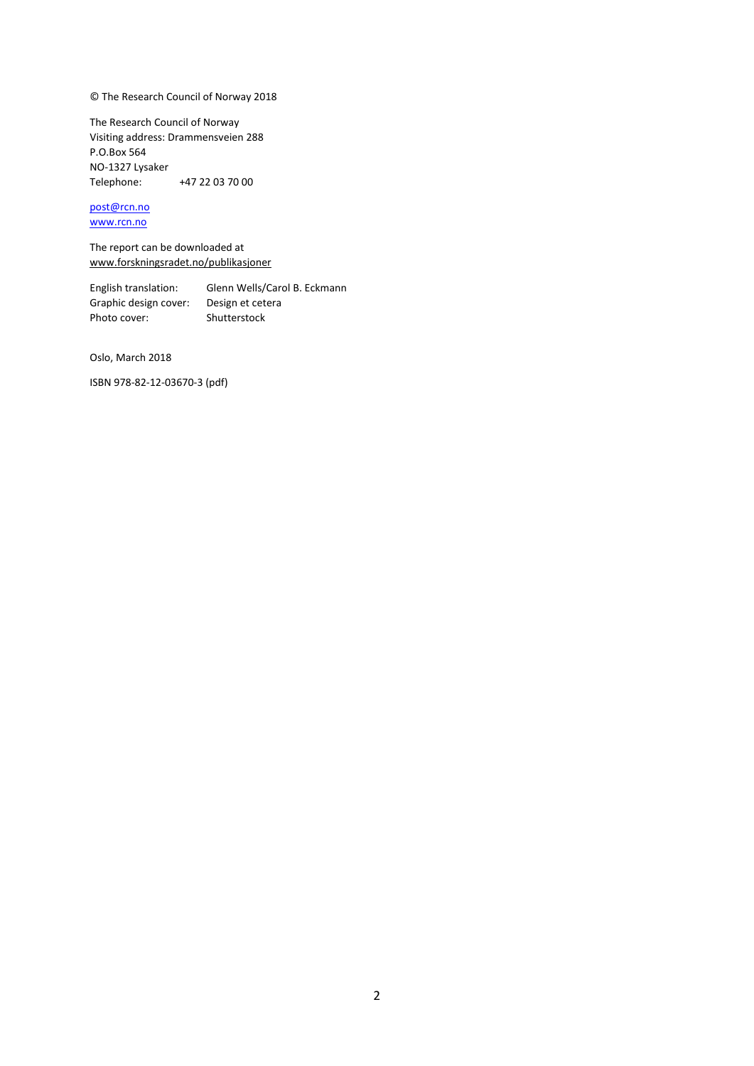© The Research Council of Norway 2018

The Research Council of Norway  
Visiting address: Drammensveien 288  
P.O.Box 564  
NO-1327 Lysaker  
Telephone: +47 22 03 70 00

[post@rcn.no](mailto:post@rcn.no)  
[www.rcn.no](http://www.rcn.no)

The report can be downloaded at  
www.forskningsradet.no/publikasjoner

English translation: Glenn Wells/Carol B. Eckmann  
Graphic design cover: Design et cetera  
Photo cover: Shutterstock

Oslo, March 2018

ISBN 978-82-12-03670-3 (pdf)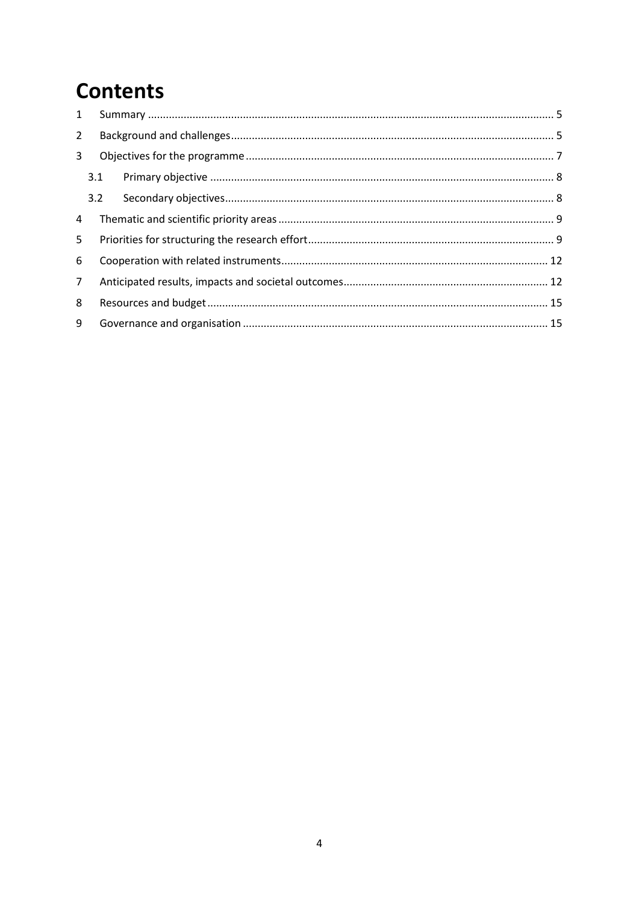# Contents

1 Summary ........................................................................................................................................ 5

2 Background and challenges ............................................................................................................ 5

3 Objectives for the programme ....................................................................................................... 7

3.1 Primary objective ................................................................................................................... 8

3.2 Secondary objectives .............................................................................................................. 8

4 Thematic and scientific priority areas ............................................................................................ 9

5 Priorities for structuring the research effort .................................................................................. 9

6 Cooperation with related instruments ......................................................................................... 12

7 Anticipated results, impacts and societal outcomes ..................................................................... 12

8 Resources and budget .................................................................................................................. 15

9 Governance and organisation ...................................................................................................... 15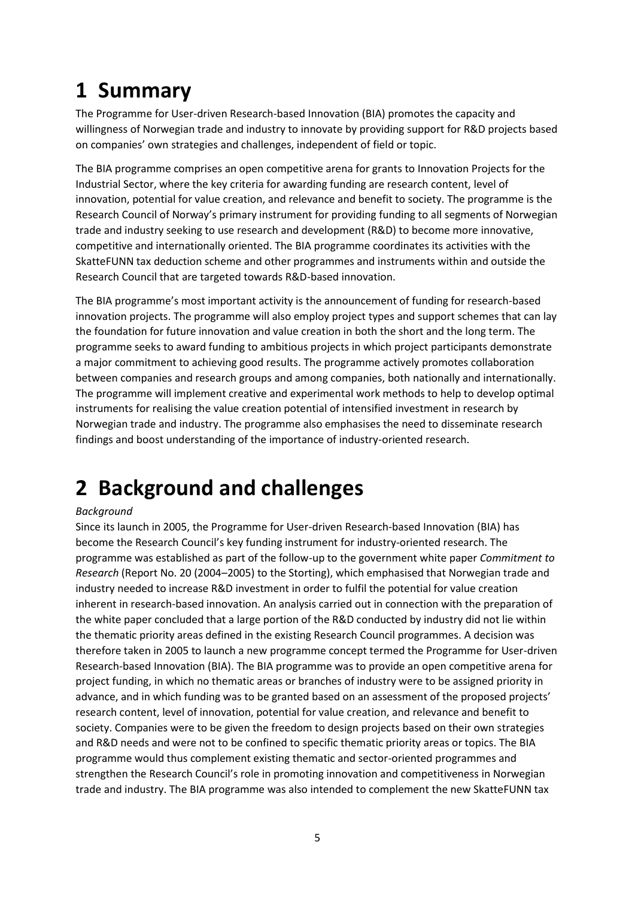# 1 Summary

The Programme for User-driven Research-based Innovation (BIA) promotes the capacity and willingness of Norwegian trade and industry to innovate by providing support for R&D projects based on companies' own strategies and challenges, independent of field or topic.

The BIA programme comprises an open competitive arena for grants to Innovation Projects for the Industrial Sector, where the key criteria for awarding funding are research content, level of innovation, potential for value creation, and relevance and benefit to society. The programme is the Research Council of Norway's primary instrument for providing funding to all segments of Norwegian trade and industry seeking to use research and development (R&D) to become more innovative, competitive and internationally oriented. The BIA programme coordinates its activities with the SkatteFUNN tax deduction scheme and other programmes and instruments within and outside the Research Council that are targeted towards R&D-based innovation.

The BIA programme's most important activity is the announcement of funding for research-based innovation projects. The programme will also employ project types and support schemes that can lay the foundation for future innovation and value creation in both the short and the long term. The programme seeks to award funding to ambitious projects in which project participants demonstrate a major commitment to achieving good results. The programme actively promotes collaboration between companies and research groups and among companies, both nationally and internationally. The programme will implement creative and experimental work methods to help to develop optimal instruments for realising the value creation potential of intensified investment in research by Norwegian trade and industry. The programme also emphasises the need to disseminate research findings and boost understanding of the importance of industry-oriented research.

# 2 Background and challenges

*Background*

Since its launch in 2005, the Programme for User-driven Research-based Innovation (BIA) has become the Research Council's key funding instrument for industry-oriented research. The programme was established as part of the follow-up to the government white paper *Commitment to Research* (Report No. 20 (2004–2005) to the Storting), which emphasised that Norwegian trade and industry needed to increase R&D investment in order to fulfil the potential for value creation inherent in research-based innovation. An analysis carried out in connection with the preparation of the white paper concluded that a large portion of the R&D conducted by industry did not lie within the thematic priority areas defined in the existing Research Council programmes. A decision was therefore taken in 2005 to launch a new programme concept termed the Programme for User-driven Research-based Innovation (BIA). The BIA programme was to provide an open competitive arena for project funding, in which no thematic areas or branches of industry were to be assigned priority in advance, and in which funding was to be granted based on an assessment of the proposed projects' research content, level of innovation, potential for value creation, and relevance and benefit to society. Companies were to be given the freedom to design projects based on their own strategies and R&D needs and were not to be confined to specific thematic priority areas or topics. The BIA programme would thus complement existing thematic and sector-oriented programmes and strengthen the Research Council's role in promoting innovation and competitiveness in Norwegian trade and industry. The BIA programme was also intended to complement the new SkatteFUNN tax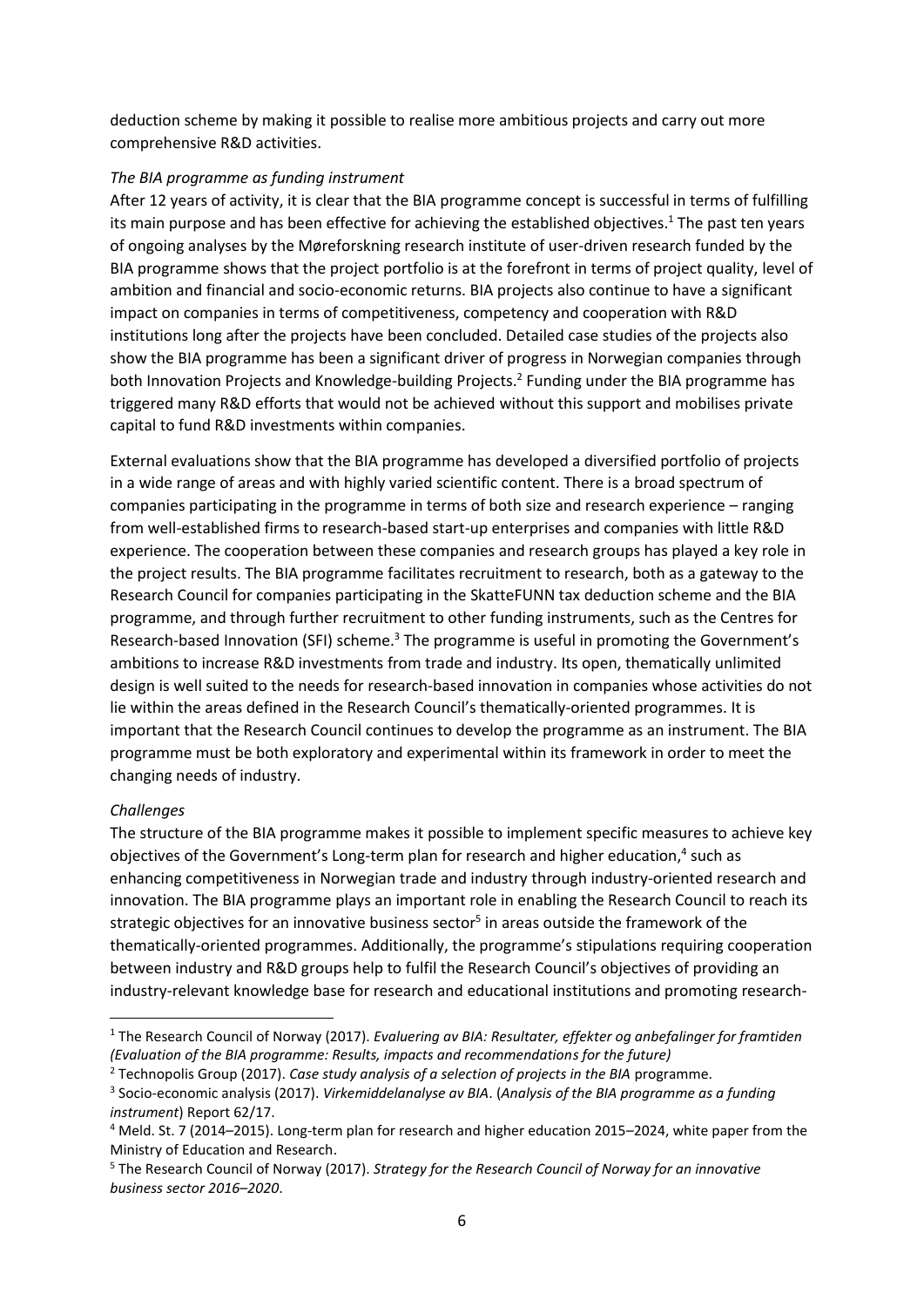deduction scheme by making it possible to realise more ambitious projects and carry out more comprehensive R&D activities.

*The BIA programme as funding instrument*

After 12 years of activity, it is clear that the BIA programme concept is successful in terms of fulfilling its main purpose and has been effective for achieving the established objectives.[1] The past ten years of ongoing analyses by the Møreforskning research institute of user-driven research funded by the BIA programme shows that the project portfolio is at the forefront in terms of project quality, level of ambition and financial and socio-economic returns. BIA projects also continue to have a significant impact on companies in terms of competitiveness, competency and cooperation with R&D institutions long after the projects have been concluded. Detailed case studies of the projects also show the BIA programme has been a significant driver of progress in Norwegian companies through both Innovation Projects and Knowledge-building Projects.[2] Funding under the BIA programme has triggered many R&D efforts that would not be achieved without this support and mobilises private capital to fund R&D investments within companies.

External evaluations show that the BIA programme has developed a diversified portfolio of projects in a wide range of areas and with highly varied scientific content. There is a broad spectrum of companies participating in the programme in terms of both size and research experience – ranging from well-established firms to research-based start-up enterprises and companies with little R&D experience. The cooperation between these companies and research groups has played a key role in the project results. The BIA programme facilitates recruitment to research, both as a gateway to the Research Council for companies participating in the SkatteFUNN tax deduction scheme and the BIA programme, and through further recruitment to other funding instruments, such as the Centres for Research-based Innovation (SFI) scheme.[3] The programme is useful in promoting the Government's ambitions to increase R&D investments from trade and industry. Its open, thematically unlimited design is well suited to the needs for research-based innovation in companies whose activities do not lie within the areas defined in the Research Council's thematically-oriented programmes. It is important that the Research Council continues to develop the programme as an instrument. The BIA programme must be both exploratory and experimental within its framework in order to meet the changing needs of industry.

*Challenges*

The structure of the BIA programme makes it possible to implement specific measures to achieve key objectives of the Government's Long-term plan for research and higher education,[4] such as enhancing competitiveness in Norwegian trade and industry through industry-oriented research and innovation. The BIA programme plays an important role in enabling the Research Council to reach its strategic objectives for an innovative business sector[5] in areas outside the framework of the thematically-oriented programmes. Additionally, the programme's stipulations requiring cooperation between industry and R&D groups help to fulfil the Research Council's objectives of providing an industry-relevant knowledge base for research and educational institutions and promoting research-

---

[1] The Research Council of Norway (2017). *Evaluering av BIA: Resultater, effekter og anbefalinger for framtiden (Evaluation of the BIA programme: Results, impacts and recommendations for the future)*

[2] Technopolis Group (2017). *Case study analysis of a selection of projects in the BIA* programme.

[3] Socio-economic analysis (2017). *Virkemiddelanalyse av BIA*. (*Analysis of the BIA programme as a funding instrument*) Report 62/17.

[4] Meld. St. 7 (2014–2015). Long-term plan for research and higher education 2015–2024, white paper from the Ministry of Education and Research.

[5] The Research Council of Norway (2017). *Strategy for the Research Council of Norway for an innovative business sector 2016–2020*.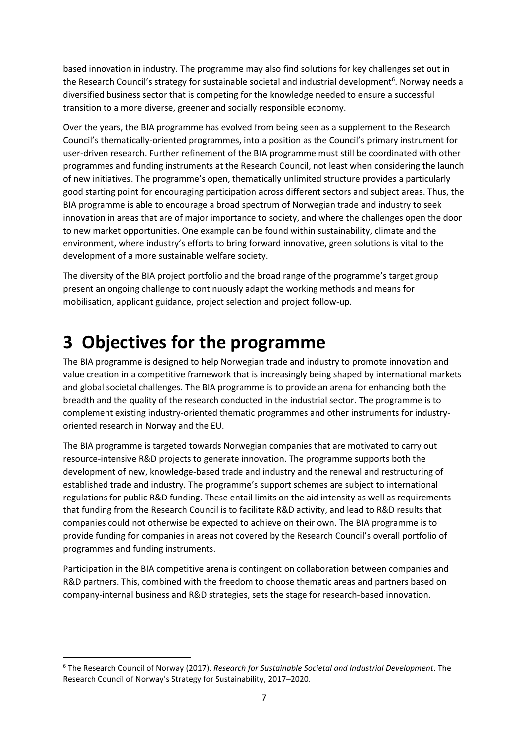based innovation in industry. The programme may also find solutions for key challenges set out in the Research Council's strategy for sustainable societal and industrial development[6]. Norway needs a diversified business sector that is competing for the knowledge needed to ensure a successful transition to a more diverse, greener and socially responsible economy.

Over the years, the BIA programme has evolved from being seen as a supplement to the Research Council's thematically-oriented programmes, into a position as the Council's primary instrument for user-driven research. Further refinement of the BIA programme must still be coordinated with other programmes and funding instruments at the Research Council, not least when considering the launch of new initiatives. The programme's open, thematically unlimited structure provides a particularly good starting point for encouraging participation across different sectors and subject areas. Thus, the BIA programme is able to encourage a broad spectrum of Norwegian trade and industry to seek innovation in areas that are of major importance to society, and where the challenges open the door to new market opportunities. One example can be found within sustainability, climate and the environment, where industry's efforts to bring forward innovative, green solutions is vital to the development of a more sustainable welfare society.

The diversity of the BIA project portfolio and the broad range of the programme's target group present an ongoing challenge to continuously adapt the working methods and means for mobilisation, applicant guidance, project selection and project follow-up.

# 3 Objectives for the programme

The BIA programme is designed to help Norwegian trade and industry to promote innovation and value creation in a competitive framework that is increasingly being shaped by international markets and global societal challenges. The BIA programme is to provide an arena for enhancing both the breadth and the quality of the research conducted in the industrial sector. The programme is to complement existing industry-oriented thematic programmes and other instruments for industry-oriented research in Norway and the EU.

The BIA programme is targeted towards Norwegian companies that are motivated to carry out resource-intensive R&D projects to generate innovation. The programme supports both the development of new, knowledge-based trade and industry and the renewal and restructuring of established trade and industry. The programme's support schemes are subject to international regulations for public R&D funding. These entail limits on the aid intensity as well as requirements that funding from the Research Council is to facilitate R&D activity, and lead to R&D results that companies could not otherwise be expected to achieve on their own. The BIA programme is to provide funding for companies in areas not covered by the Research Council's overall portfolio of programmes and funding instruments.

Participation in the BIA competitive arena is contingent on collaboration between companies and R&D partners. This, combined with the freedom to choose thematic areas and partners based on company-internal business and R&D strategies, sets the stage for research-based innovation.

[6] The Research Council of Norway (2017). *Research for Sustainable Societal and Industrial Development*. The Research Council of Norway's Strategy for Sustainability, 2017–2020.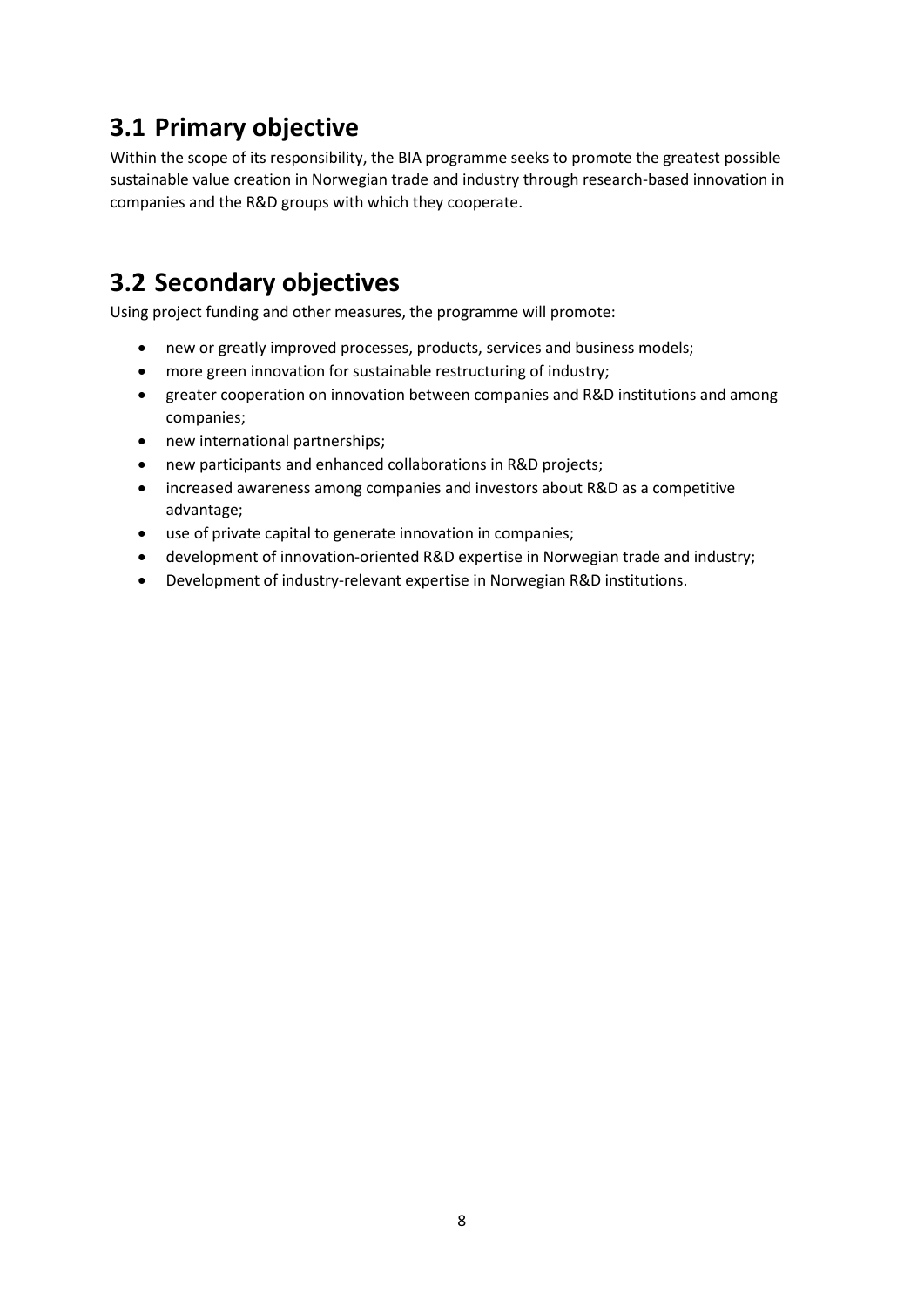## 3.1 Primary objective

Within the scope of its responsibility, the BIA programme seeks to promote the greatest possible sustainable value creation in Norwegian trade and industry through research-based innovation in companies and the R&D groups with which they cooperate.

## 3.2 Secondary objectives

Using project funding and other measures, the programme will promote:

- new or greatly improved processes, products, services and business models;
- more green innovation for sustainable restructuring of industry;
- greater cooperation on innovation between companies and R&D institutions and among companies;
- new international partnerships;
- new participants and enhanced collaborations in R&D projects;
- increased awareness among companies and investors about R&D as a competitive advantage;
- use of private capital to generate innovation in companies;
- development of innovation-oriented R&D expertise in Norwegian trade and industry;
- Development of industry-relevant expertise in Norwegian R&D institutions.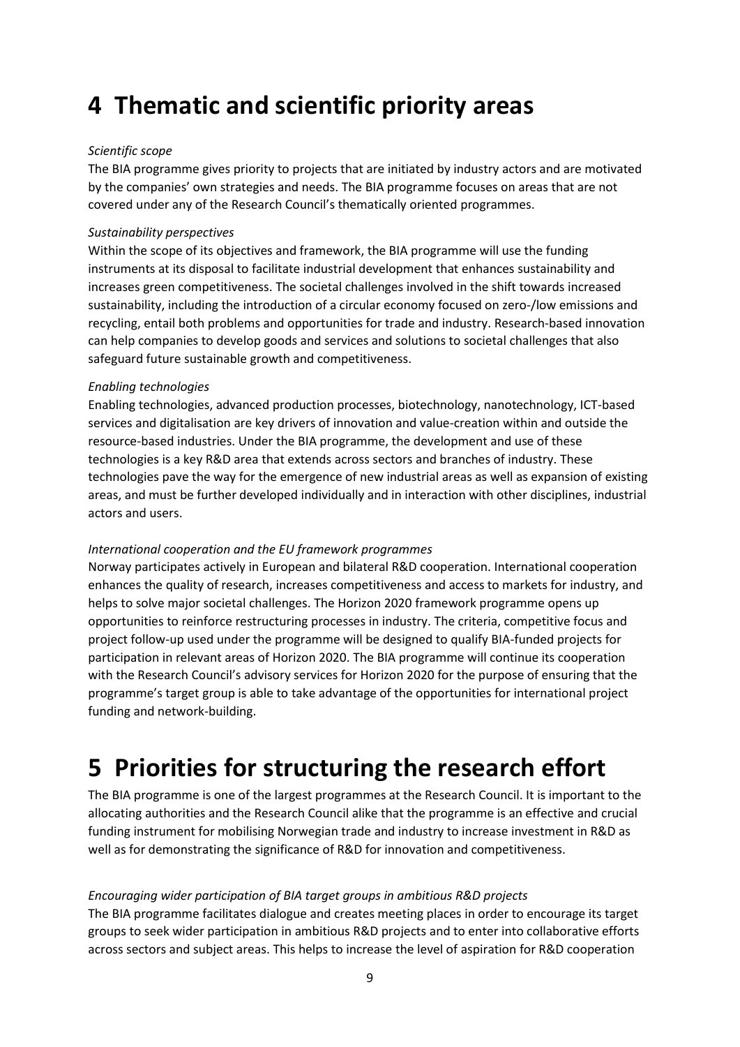# 4 Thematic and scientific priority areas

*Scientific scope*

The BIA programme gives priority to projects that are initiated by industry actors and are motivated by the companies' own strategies and needs. The BIA programme focuses on areas that are not covered under any of the Research Council's thematically oriented programmes.

*Sustainability perspectives*

Within the scope of its objectives and framework, the BIA programme will use the funding instruments at its disposal to facilitate industrial development that enhances sustainability and increases green competitiveness. The societal challenges involved in the shift towards increased sustainability, including the introduction of a circular economy focused on zero-/low emissions and recycling, entail both problems and opportunities for trade and industry. Research-based innovation can help companies to develop goods and services and solutions to societal challenges that also safeguard future sustainable growth and competitiveness.

*Enabling technologies*

Enabling technologies, advanced production processes, biotechnology, nanotechnology, ICT-based services and digitalisation are key drivers of innovation and value-creation within and outside the resource-based industries. Under the BIA programme, the development and use of these technologies is a key R&D area that extends across sectors and branches of industry. These technologies pave the way for the emergence of new industrial areas as well as expansion of existing areas, and must be further developed individually and in interaction with other disciplines, industrial actors and users.

*International cooperation and the EU framework programmes*

Norway participates actively in European and bilateral R&D cooperation. International cooperation enhances the quality of research, increases competitiveness and access to markets for industry, and helps to solve major societal challenges. The Horizon 2020 framework programme opens up opportunities to reinforce restructuring processes in industry. The criteria, competitive focus and project follow-up used under the programme will be designed to qualify BIA-funded projects for participation in relevant areas of Horizon 2020. The BIA programme will continue its cooperation with the Research Council's advisory services for Horizon 2020 for the purpose of ensuring that the programme's target group is able to take advantage of the opportunities for international project funding and network-building.

# 5 Priorities for structuring the research effort

The BIA programme is one of the largest programmes at the Research Council. It is important to the allocating authorities and the Research Council alike that the programme is an effective and crucial funding instrument for mobilising Norwegian trade and industry to increase investment in R&D as well as for demonstrating the significance of R&D for innovation and competitiveness.

*Encouraging wider participation of BIA target groups in ambitious R&D projects*

The BIA programme facilitates dialogue and creates meeting places in order to encourage its target groups to seek wider participation in ambitious R&D projects and to enter into collaborative efforts across sectors and subject areas. This helps to increase the level of aspiration for R&D cooperation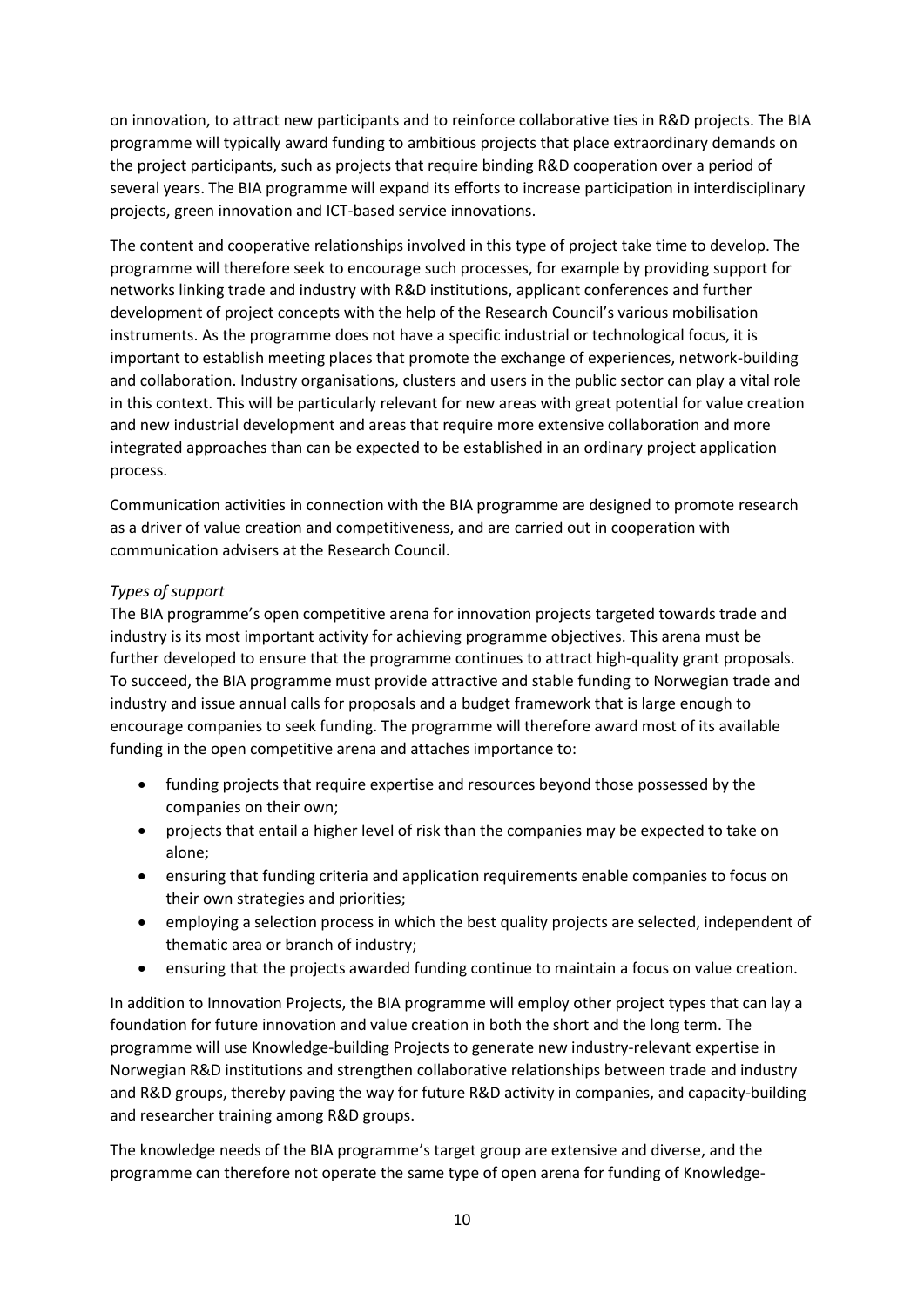on innovation, to attract new participants and to reinforce collaborative ties in R&D projects. The BIA programme will typically award funding to ambitious projects that place extraordinary demands on the project participants, such as projects that require binding R&D cooperation over a period of several years. The BIA programme will expand its efforts to increase participation in interdisciplinary projects, green innovation and ICT-based service innovations.

The content and cooperative relationships involved in this type of project take time to develop. The programme will therefore seek to encourage such processes, for example by providing support for networks linking trade and industry with R&D institutions, applicant conferences and further development of project concepts with the help of the Research Council's various mobilisation instruments. As the programme does not have a specific industrial or technological focus, it is important to establish meeting places that promote the exchange of experiences, network-building and collaboration. Industry organisations, clusters and users in the public sector can play a vital role in this context. This will be particularly relevant for new areas with great potential for value creation and new industrial development and areas that require more extensive collaboration and more integrated approaches than can be expected to be established in an ordinary project application process.

Communication activities in connection with the BIA programme are designed to promote research as a driver of value creation and competitiveness, and are carried out in cooperation with communication advisers at the Research Council.

*Types of support*

The BIA programme's open competitive arena for innovation projects targeted towards trade and industry is its most important activity for achieving programme objectives. This arena must be further developed to ensure that the programme continues to attract high-quality grant proposals. To succeed, the BIA programme must provide attractive and stable funding to Norwegian trade and industry and issue annual calls for proposals and a budget framework that is large enough to encourage companies to seek funding. The programme will therefore award most of its available funding in the open competitive arena and attaches importance to:

- funding projects that require expertise and resources beyond those possessed by the companies on their own;
- projects that entail a higher level of risk than the companies may be expected to take on alone;
- ensuring that funding criteria and application requirements enable companies to focus on their own strategies and priorities;
- employing a selection process in which the best quality projects are selected, independent of thematic area or branch of industry;
- ensuring that the projects awarded funding continue to maintain a focus on value creation.

In addition to Innovation Projects, the BIA programme will employ other project types that can lay a foundation for future innovation and value creation in both the short and the long term. The programme will use Knowledge-building Projects to generate new industry-relevant expertise in Norwegian R&D institutions and strengthen collaborative relationships between trade and industry and R&D groups, thereby paving the way for future R&D activity in companies, and capacity-building and researcher training among R&D groups.

The knowledge needs of the BIA programme's target group are extensive and diverse, and the programme can therefore not operate the same type of open arena for funding of Knowledge-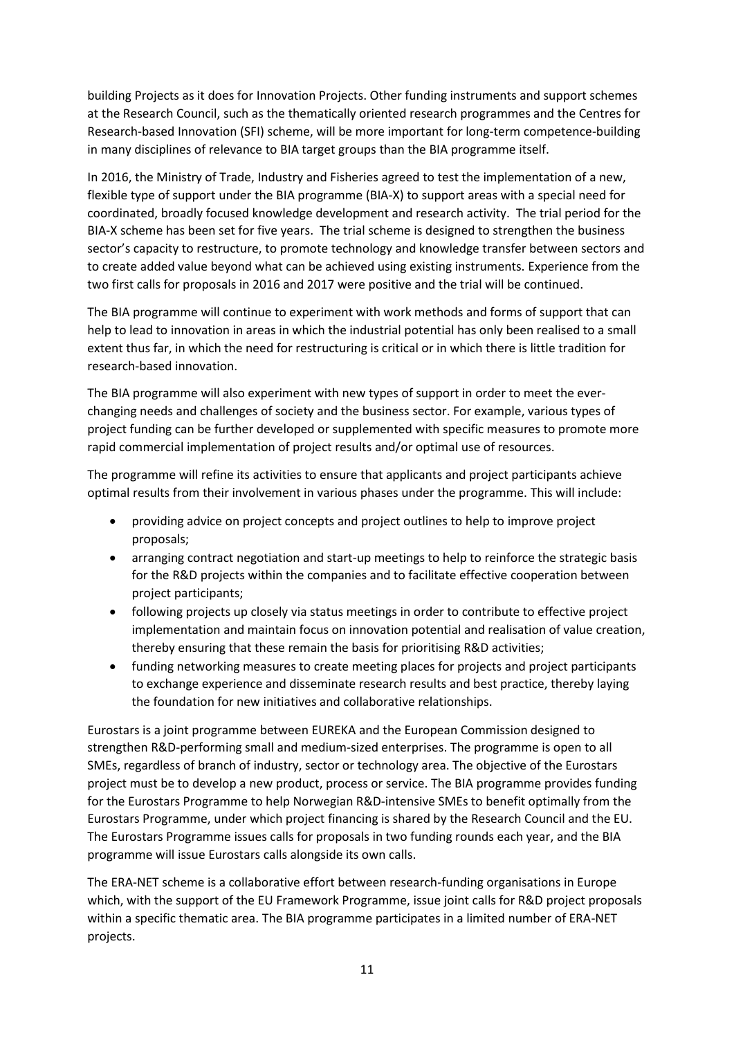building Projects as it does for Innovation Projects. Other funding instruments and support schemes at the Research Council, such as the thematically oriented research programmes and the Centres for Research-based Innovation (SFI) scheme, will be more important for long-term competence-building in many disciplines of relevance to BIA target groups than the BIA programme itself.

In 2016, the Ministry of Trade, Industry and Fisheries agreed to test the implementation of a new, flexible type of support under the BIA programme (BIA-X) to support areas with a special need for coordinated, broadly focused knowledge development and research activity. The trial period for the BIA-X scheme has been set for five years. The trial scheme is designed to strengthen the business sector's capacity to restructure, to promote technology and knowledge transfer between sectors and to create added value beyond what can be achieved using existing instruments. Experience from the two first calls for proposals in 2016 and 2017 were positive and the trial will be continued.

The BIA programme will continue to experiment with work methods and forms of support that can help to lead to innovation in areas in which the industrial potential has only been realised to a small extent thus far, in which the need for restructuring is critical or in which there is little tradition for research-based innovation.

The BIA programme will also experiment with new types of support in order to meet the ever-changing needs and challenges of society and the business sector. For example, various types of project funding can be further developed or supplemented with specific measures to promote more rapid commercial implementation of project results and/or optimal use of resources.

The programme will refine its activities to ensure that applicants and project participants achieve optimal results from their involvement in various phases under the programme. This will include:

- providing advice on project concepts and project outlines to help to improve project proposals;
- arranging contract negotiation and start-up meetings to help to reinforce the strategic basis for the R&D projects within the companies and to facilitate effective cooperation between project participants;
- following projects up closely via status meetings in order to contribute to effective project implementation and maintain focus on innovation potential and realisation of value creation, thereby ensuring that these remain the basis for prioritising R&D activities;
- funding networking measures to create meeting places for projects and project participants to exchange experience and disseminate research results and best practice, thereby laying the foundation for new initiatives and collaborative relationships.

Eurostars is a joint programme between EUREKA and the European Commission designed to strengthen R&D-performing small and medium-sized enterprises. The programme is open to all SMEs, regardless of branch of industry, sector or technology area. The objective of the Eurostars project must be to develop a new product, process or service. The BIA programme provides funding for the Eurostars Programme to help Norwegian R&D-intensive SMEs to benefit optimally from the Eurostars Programme, under which project financing is shared by the Research Council and the EU. The Eurostars Programme issues calls for proposals in two funding rounds each year, and the BIA programme will issue Eurostars calls alongside its own calls.

The ERA-NET scheme is a collaborative effort between research-funding organisations in Europe which, with the support of the EU Framework Programme, issue joint calls for R&D project proposals within a specific thematic area. The BIA programme participates in a limited number of ERA-NET projects.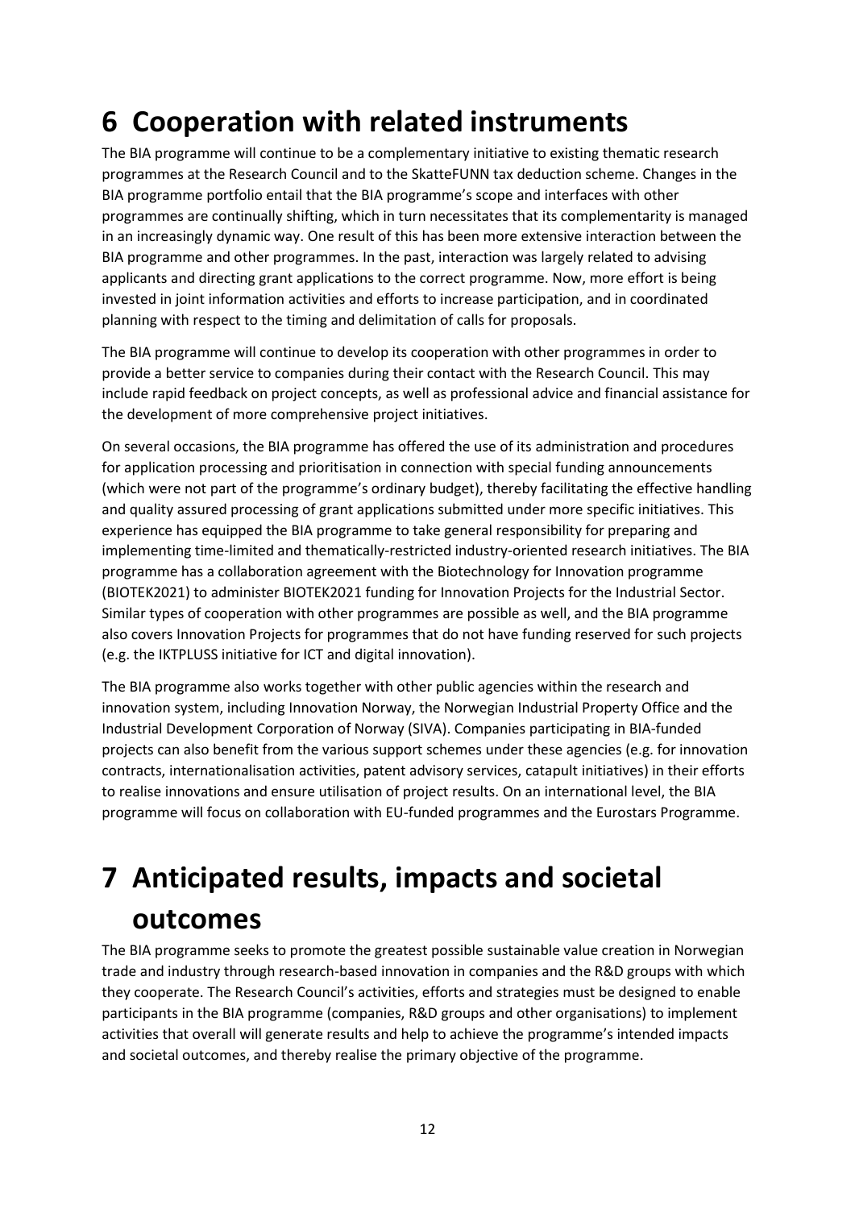# 6 Cooperation with related instruments

The BIA programme will continue to be a complementary initiative to existing thematic research programmes at the Research Council and to the SkatteFUNN tax deduction scheme. Changes in the BIA programme portfolio entail that the BIA programme's scope and interfaces with other programmes are continually shifting, which in turn necessitates that its complementarity is managed in an increasingly dynamic way. One result of this has been more extensive interaction between the BIA programme and other programmes. In the past, interaction was largely related to advising applicants and directing grant applications to the correct programme. Now, more effort is being invested in joint information activities and efforts to increase participation, and in coordinated planning with respect to the timing and delimitation of calls for proposals.

The BIA programme will continue to develop its cooperation with other programmes in order to provide a better service to companies during their contact with the Research Council. This may include rapid feedback on project concepts, as well as professional advice and financial assistance for the development of more comprehensive project initiatives.

On several occasions, the BIA programme has offered the use of its administration and procedures for application processing and prioritisation in connection with special funding announcements (which were not part of the programme's ordinary budget), thereby facilitating the effective handling and quality assured processing of grant applications submitted under more specific initiatives. This experience has equipped the BIA programme to take general responsibility for preparing and implementing time-limited and thematically-restricted industry-oriented research initiatives. The BIA programme has a collaboration agreement with the Biotechnology for Innovation programme (BIOTEK2021) to administer BIOTEK2021 funding for Innovation Projects for the Industrial Sector. Similar types of cooperation with other programmes are possible as well, and the BIA programme also covers Innovation Projects for programmes that do not have funding reserved for such projects (e.g. the IKTPLUSS initiative for ICT and digital innovation).

The BIA programme also works together with other public agencies within the research and innovation system, including Innovation Norway, the Norwegian Industrial Property Office and the Industrial Development Corporation of Norway (SIVA). Companies participating in BIA-funded projects can also benefit from the various support schemes under these agencies (e.g. for innovation contracts, internationalisation activities, patent advisory services, catapult initiatives) in their efforts to realise innovations and ensure utilisation of project results. On an international level, the BIA programme will focus on collaboration with EU-funded programmes and the Eurostars Programme.

# 7 Anticipated results, impacts and societal outcomes

The BIA programme seeks to promote the greatest possible sustainable value creation in Norwegian trade and industry through research-based innovation in companies and the R&D groups with which they cooperate. The Research Council's activities, efforts and strategies must be designed to enable participants in the BIA programme (companies, R&D groups and other organisations) to implement activities that overall will generate results and help to achieve the programme's intended impacts and societal outcomes, and thereby realise the primary objective of the programme.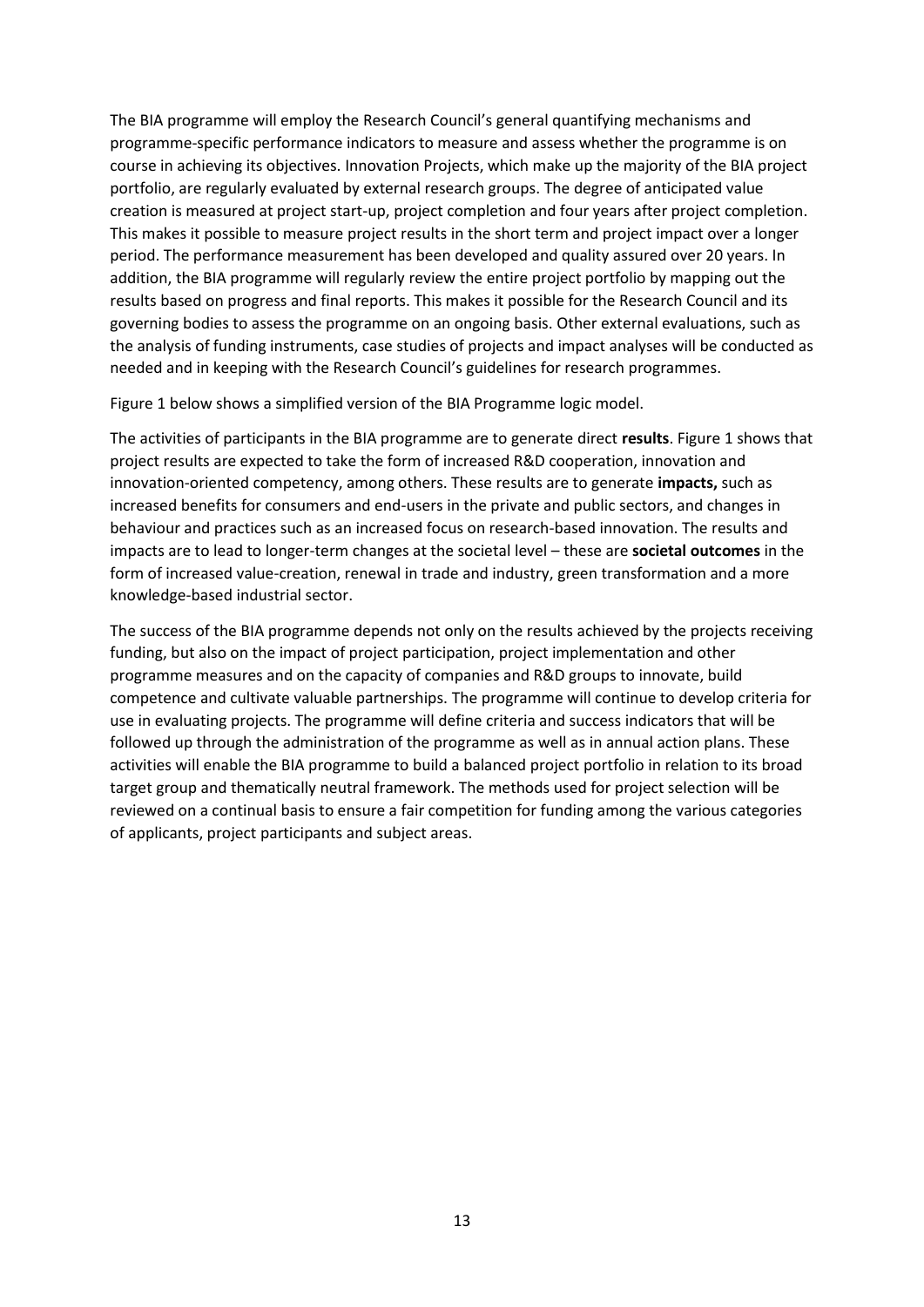The BIA programme will employ the Research Council's general quantifying mechanisms and programme-specific performance indicators to measure and assess whether the programme is on course in achieving its objectives. Innovation Projects, which make up the majority of the BIA project portfolio, are regularly evaluated by external research groups. The degree of anticipated value creation is measured at project start-up, project completion and four years after project completion. This makes it possible to measure project results in the short term and project impact over a longer period. The performance measurement has been developed and quality assured over 20 years. In addition, the BIA programme will regularly review the entire project portfolio by mapping out the results based on progress and final reports. This makes it possible for the Research Council and its governing bodies to assess the programme on an ongoing basis. Other external evaluations, such as the analysis of funding instruments, case studies of projects and impact analyses will be conducted as needed and in keeping with the Research Council's guidelines for research programmes.

Figure 1 below shows a simplified version of the BIA Programme logic model.

The activities of participants in the BIA programme are to generate direct **results**. Figure 1 shows that project results are expected to take the form of increased R&D cooperation, innovation and innovation-oriented competency, among others. These results are to generate **impacts,** such as increased benefits for consumers and end-users in the private and public sectors, and changes in behaviour and practices such as an increased focus on research-based innovation. The results and impacts are to lead to longer-term changes at the societal level – these are **societal outcomes** in the form of increased value-creation, renewal in trade and industry, green transformation and a more knowledge-based industrial sector.

The success of the BIA programme depends not only on the results achieved by the projects receiving funding, but also on the impact of project participation, project implementation and other programme measures and on the capacity of companies and R&D groups to innovate, build competence and cultivate valuable partnerships. The programme will continue to develop criteria for use in evaluating projects. The programme will define criteria and success indicators that will be followed up through the administration of the programme as well as in annual action plans. These activities will enable the BIA programme to build a balanced project portfolio in relation to its broad target group and thematically neutral framework. The methods used for project selection will be reviewed on a continual basis to ensure a fair competition for funding among the various categories of applicants, project participants and subject areas.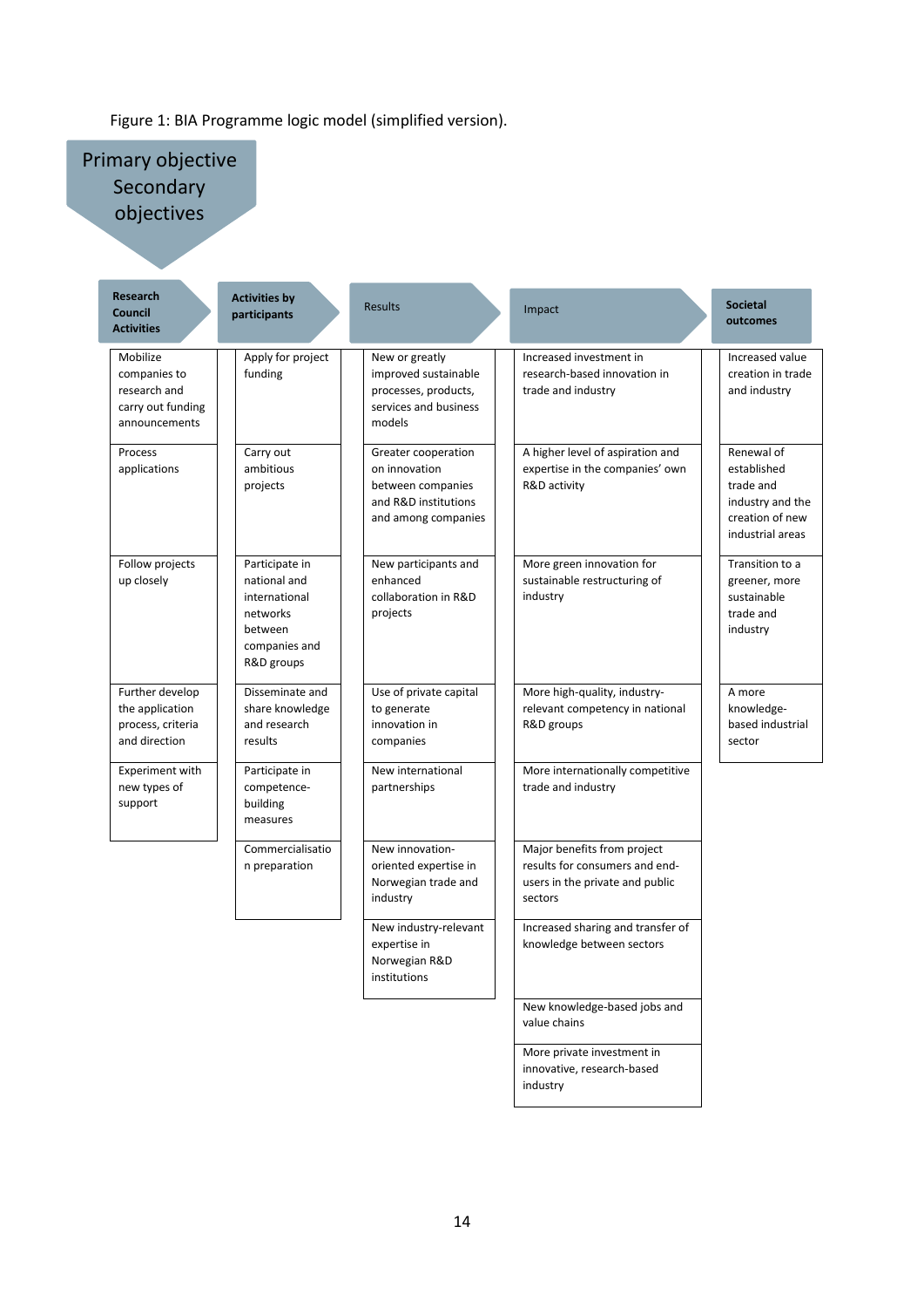Figure 1: BIA Programme logic model (simplified version).

Primary objective
Secondary objectives

| Research Council Activities | Activities by participants | Results | Impact | Societal outcomes |
| --- | --- | --- | --- | --- |
| Mobilize companies to research and carry out funding announcements | Apply for project funding | New or greatly improved sustainable processes, products, services and business models | Increased investment in research-based innovation in trade and industry | Increased value creation in trade and industry |
| Process applications | Carry out ambitious projects | Greater cooperation on innovation between companies and R&D institutions and among companies | A higher level of aspiration and expertise in the companies' own R&D activity | Renewal of established trade and industry and the creation of new industrial areas |
| Follow projects up closely | Participate in national and international networks between companies and R&D groups | New participants and enhanced collaboration in R&D projects | More green innovation for sustainable restructuring of industry | Transition to a greener, more sustainable trade and industry |
| Further develop the application process, criteria and direction | Disseminate and share knowledge and research results | Use of private capital to generate innovation in companies | More high-quality, industry-relevant competency in national R&D groups | A more knowledge-based industrial sector |
| Experiment with new types of support | Participate in competence-building measures | New international partnerships | More internationally competitive trade and industry | |
| | Commercialisation preparation | New innovation-oriented expertise in Norwegian trade and industry | Major benefits from project results for consumers and end-users in the private and public sectors | |
| | | New industry-relevant expertise in Norwegian R&D institutions | Increased sharing and transfer of knowledge between sectors | |
| | | | New knowledge-based jobs and value chains | |
| | | | More private investment in innovative, research-based industry | |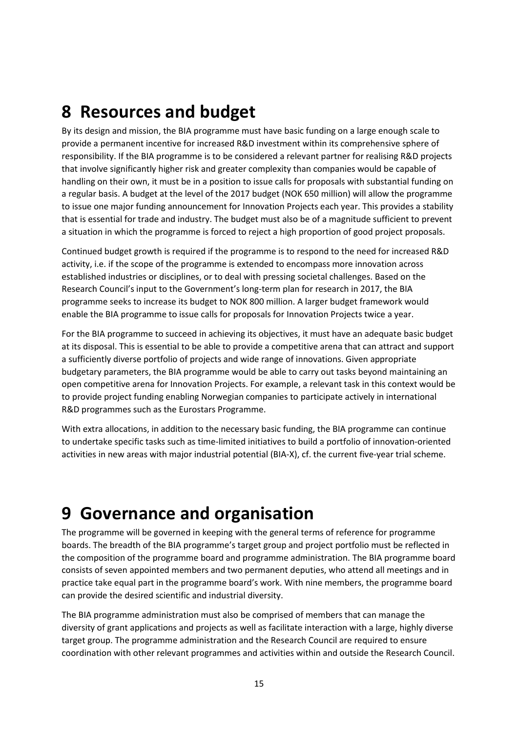# 8 Resources and budget

By its design and mission, the BIA programme must have basic funding on a large enough scale to provide a permanent incentive for increased R&D investment within its comprehensive sphere of responsibility. If the BIA programme is to be considered a relevant partner for realising R&D projects that involve significantly higher risk and greater complexity than companies would be capable of handling on their own, it must be in a position to issue calls for proposals with substantial funding on a regular basis. A budget at the level of the 2017 budget (NOK 650 million) will allow the programme to issue one major funding announcement for Innovation Projects each year. This provides a stability that is essential for trade and industry. The budget must also be of a magnitude sufficient to prevent a situation in which the programme is forced to reject a high proportion of good project proposals.

Continued budget growth is required if the programme is to respond to the need for increased R&D activity, i.e. if the scope of the programme is extended to encompass more innovation across established industries or disciplines, or to deal with pressing societal challenges. Based on the Research Council's input to the Government's long-term plan for research in 2017, the BIA programme seeks to increase its budget to NOK 800 million. A larger budget framework would enable the BIA programme to issue calls for proposals for Innovation Projects twice a year.

For the BIA programme to succeed in achieving its objectives, it must have an adequate basic budget at its disposal. This is essential to be able to provide a competitive arena that can attract and support a sufficiently diverse portfolio of projects and wide range of innovations. Given appropriate budgetary parameters, the BIA programme would be able to carry out tasks beyond maintaining an open competitive arena for Innovation Projects. For example, a relevant task in this context would be to provide project funding enabling Norwegian companies to participate actively in international R&D programmes such as the Eurostars Programme.

With extra allocations, in addition to the necessary basic funding, the BIA programme can continue to undertake specific tasks such as time-limited initiatives to build a portfolio of innovation-oriented activities in new areas with major industrial potential (BIA-X), cf. the current five-year trial scheme.

# 9 Governance and organisation

The programme will be governed in keeping with the general terms of reference for programme boards. The breadth of the BIA programme's target group and project portfolio must be reflected in the composition of the programme board and programme administration. The BIA programme board consists of seven appointed members and two permanent deputies, who attend all meetings and in practice take equal part in the programme board's work. With nine members, the programme board can provide the desired scientific and industrial diversity.

The BIA programme administration must also be comprised of members that can manage the diversity of grant applications and projects as well as facilitate interaction with a large, highly diverse target group. The programme administration and the Research Council are required to ensure coordination with other relevant programmes and activities within and outside the Research Council.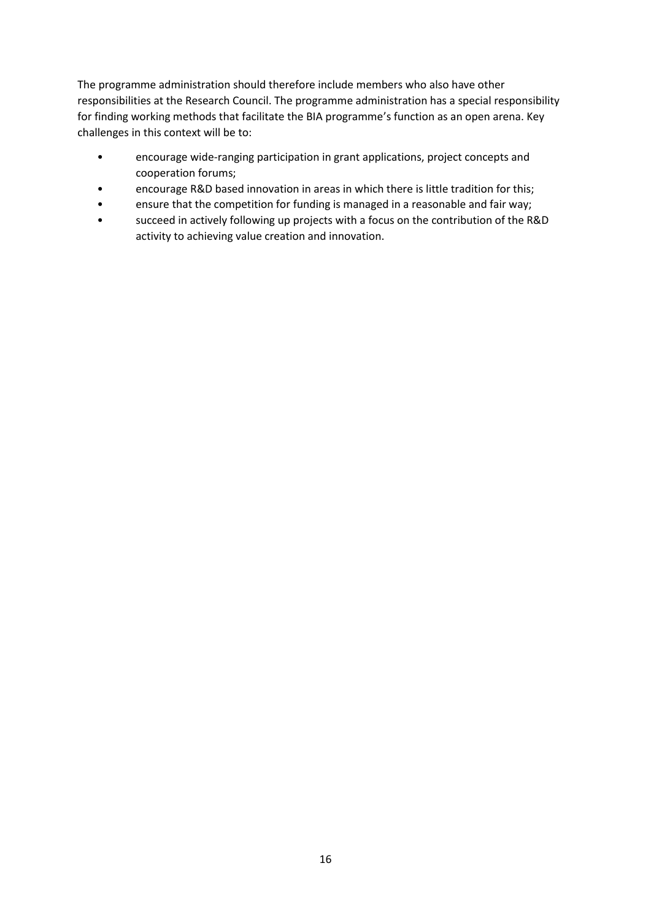The programme administration should therefore include members who also have other responsibilities at the Research Council. The programme administration has a special responsibility for finding working methods that facilitate the BIA programme's function as an open arena. Key challenges in this context will be to:

- encourage wide-ranging participation in grant applications, project concepts and cooperation forums;
- encourage R&D based innovation in areas in which there is little tradition for this;
- ensure that the competition for funding is managed in a reasonable and fair way;
- succeed in actively following up projects with a focus on the contribution of the R&D activity to achieving value creation and innovation.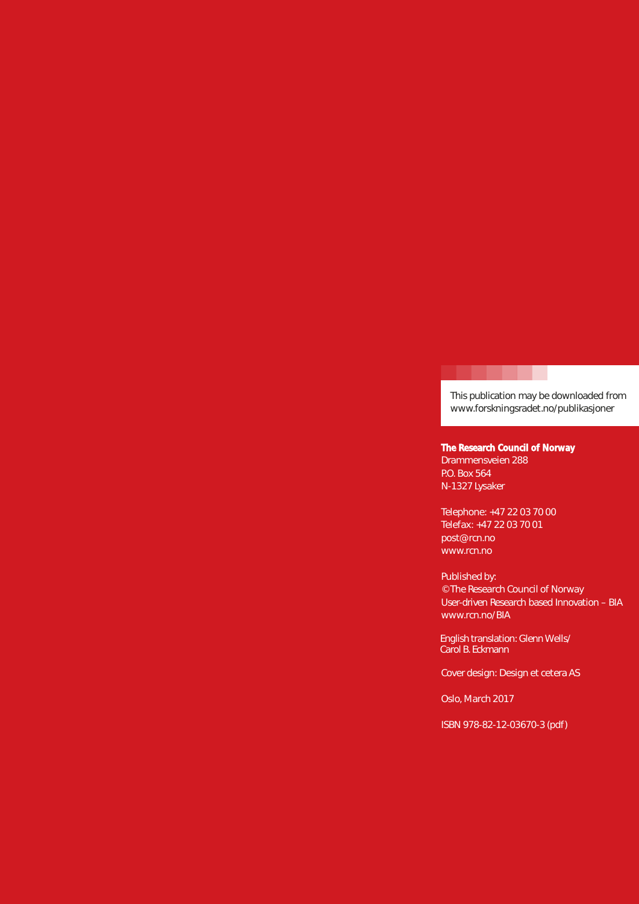This publication may be downloaded from
www.forskningsradet.no/publikasjoner

**The Research Council of Norway**
Drammensveien 288
P.O. Box 564
N-1327 Lysaker

Telephone: +47 22 03 70 00
Telefax: +47 22 03 70 01
post@rcn.no
www.rcn.no

Published by:
© The Research Council of Norway
User-driven Research based Innovation – BIA
www.rcn.no/BIA

English translation: Glenn Wells/
Carol B. Eckmann

Cover design: Design et cetera AS

Oslo, March 2017

ISBN 978-82-12-03670-3 (pdf)